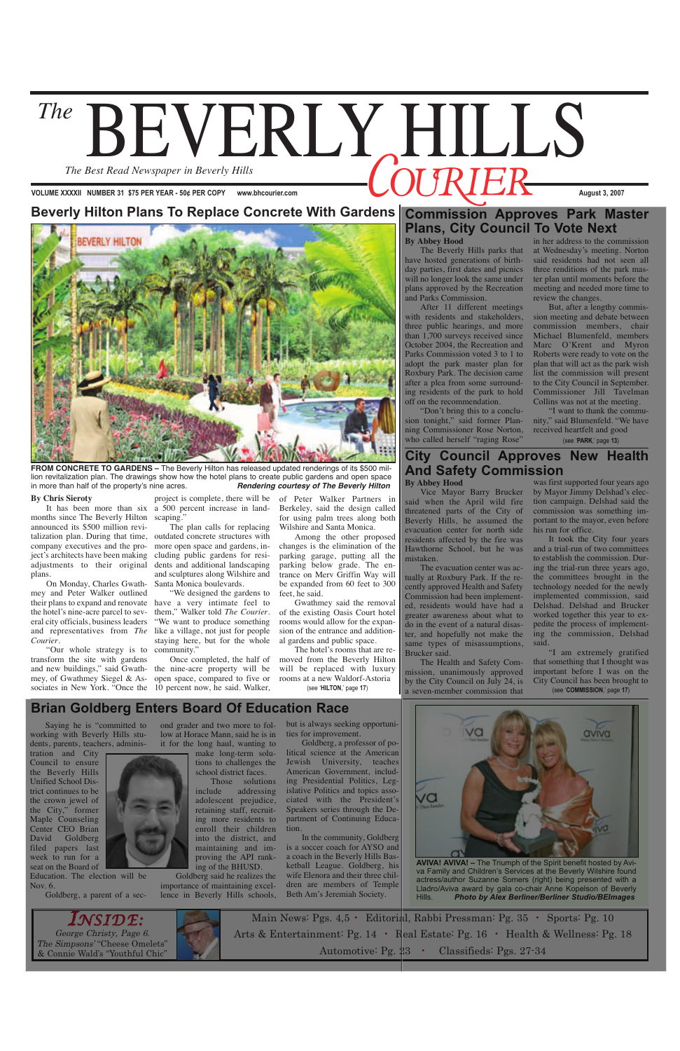# The BEVERLY HILLS COURIER

*The Best Read Newspaper in Beverly Hills*

VOLUME XXXXII NUMBER 31 $75 PER YEAR - 50¢ PER COPY www.bhcourier.com August 3, 2007

## Beverly Hilton Plans To Replace Concrete With Gardens

**FROM CONCRETE TO GARDENS –** The Beverly Hilton has released updated renderings of its $500 million revitalization plan. The drawings show how the hotel plans to create public gardens and open space in more than half of the property's nine acres. ***Rendering courtesy of The Beverly Hilton***

**By Chris Sieroty**

It has been more than six months since The Beverly Hilton announced its $500 million revitalization plan. During that time, company executives and the project's architects have been making adjustments to their original plans.

On Monday, Charles Gwathmey and Peter Walker outlined their plans to expand and renovate the hotel's nine-acre parcel to several city officials, business leaders and representatives from *The Courier*.

"Our whole strategy is to transform the site with gardens and new buildings," said Gwathmey, of Gwathmey Siegel & Associates in New York. "Once the project is complete, there will be a 500 percent increase in landscaping."

The plan calls for replacing outdated concrete structures with more open space and gardens, including public gardens for residents and additional landscaping and sculptures along Wilshire and Santa Monica boulevards.

"We designed the gardens to have a very intimate feel to them," Walker told *The Courier*. "We want to produce something like a village, not just for people staying here, but for the whole community."

Once completed, the half of the nine-acre property will be open space, compared to five or 10 percent now, he said. Walker, of Peter Walker Partners in Berkeley, said the design called for using palm trees along both Wilshire and Santa Monica.

Among the other proposed changes is the elimination of the parking garage, putting all the parking below grade. The entrance on Merv Griffin Way will be expanded from 60 feet to 300 feet, he said.

Gwathmey said the removal of the existing Oasis Court hotel rooms would allow for the expansion of the entrance and additional gardens and public space.

The hotel's rooms that are removed from the Beverly Hilton will be replaced with luxury rooms at a new Waldorf-Astoria

(see '**HILTON**,' page **17**)

## Commission Approves Park Master Plans, City Council To Vote Next

**By Abbey Hood**

The Beverly Hills parks that have hosted generations of birthday parties, first dates and picnics will no longer look the same under plans approved by the Recreation and Parks Commission.

After 11 different meetings with residents and stakeholders, three public hearings, and more than 1,700 surveys received since October 2004, the Recreation and Parks Commission voted 3 to 1 to adopt the park master plan for Roxbury Park. The decision came after a plea from some surrounding residents of the park to hold off on the recommendation.

"Don't bring this to a conclusion tonight," said former Planning Commissioner Rose Norton, who called herself "raging Rose" in her address to the commission at Wednesday's meeting. Norton said residents had not seen all three renditions of the park master plan until moments before the meeting and needed more time to review the changes.

But, after a lengthy commission meeting and debate between commission members, chair Michael Blumenfeld, members Marc O'Krent and Myron Roberts were ready to vote on the plan that will act as the park wish list the commission will present to the City Council in September. Commissioner Jill Tavelman Collins was not at the meeting.

"I want to thank the community," said Blumenfeld. "We have received heartfelt and good

(see '**PARK**,' page **13**)

## City Council Approves New Health And Safety Commission

**By Abbey Hood**

Vice Mayor Barry Brucker said when the April wild fire threatened parts of the City of Beverly Hills, he assumed the evacuation center for north side residents affected by the fire was Hawthorne School, but he was mistaken.

The evacuation center was actually at Roxbury Park. If the recently approved Health and Safety Commission had been implemented, residents would have had a greater awareness about what to do in the event of a natural disaster, and hopefully not make the same types of misassumptions, Brucker said.

The Health and Safety Commission, unanimously approved by the City Council on July 24, is a seven-member commission that was first supported four years ago by Mayor Jimmy Delshad's election campaign. Delshad said the commission was something important to the mayor, even before his run for office.

It took the City four years and a trial-run of two committees to establish the commission. During the trial-run three years ago, the committees brought in the technology needed for the newly implemented commission, said Delshad. Delshad and Brucker worked together this year to expedite the process of implementing the commission, Delshad said.

"I am extremely gratified that something that I thought was important before I was on the City Council has been brought to

(see '**COMMISSION**,' page **17**)

## Brian Goldberg Enters Board Of Education Race

Saying he is "committed to working with Beverly Hills students, parents, teachers, administration and City Council to ensure the Beverly Hills Unified School District continues to be the crown jewel of the City," former Maple Counseling Center CEO Brian David Goldberg filed papers last week to run for a seat on the Board of Education. The election will be Nov. 6.

Goldberg, a parent of a second grader and two more to follow at Horace Mann, said he is in it for the long haul, wanting to make long-term solutions to challenges the school district faces.

Those solutions include addressing adolescent prejudice, retaining staff, recruiting more residents to enroll their children into the district, and maintaining and improving the API ranking of the BHUSD.

Goldberg said he realizes the importance of maintaining excellence in Beverly Hills schools, but is always seeking opportunities for improvement.

Goldberg, a professor of political science at the American Jewish University, teaches American Government, including Presidential Politics, Legislative Politics and topics associated with the President's Speakers series through the Department of Continuing Education.

In the community, Goldberg is a soccer coach for AYSO and a coach in the Beverly Hills Basketball League. Goldberg, his wife Elenora and their three children are members of Temple Beth Am's Jeremiah Society.

**AVIVA! AVIVA! –** The Triumph of the Spirit benefit hosted by Aviva Family and Children's Services at the Beverly Wilshire found actress/author Suzanne Somers (right) being presented with a Lladro/Aviva award by gala co-chair Anne Kopelson of Beverly Hills. ***Photo by Alex Berliner/Berliner Studio/BEImages***

**INSIDE:** *George Christy, Page 6. The Simpsons' "Cheese Omelets" & Connie Wald's "Youthful Chic"*

Main News: Pgs. 4,5 • Editorial, Rabbi Pressman: Pg. 35 • Sports: Pg. 10
Arts & Entertainment: Pg. 14 • Real Estate: Pg. 16 • Health & Wellness: Pg. 18
Automotive: Pg. 23 • Classifieds: Pgs. 27-34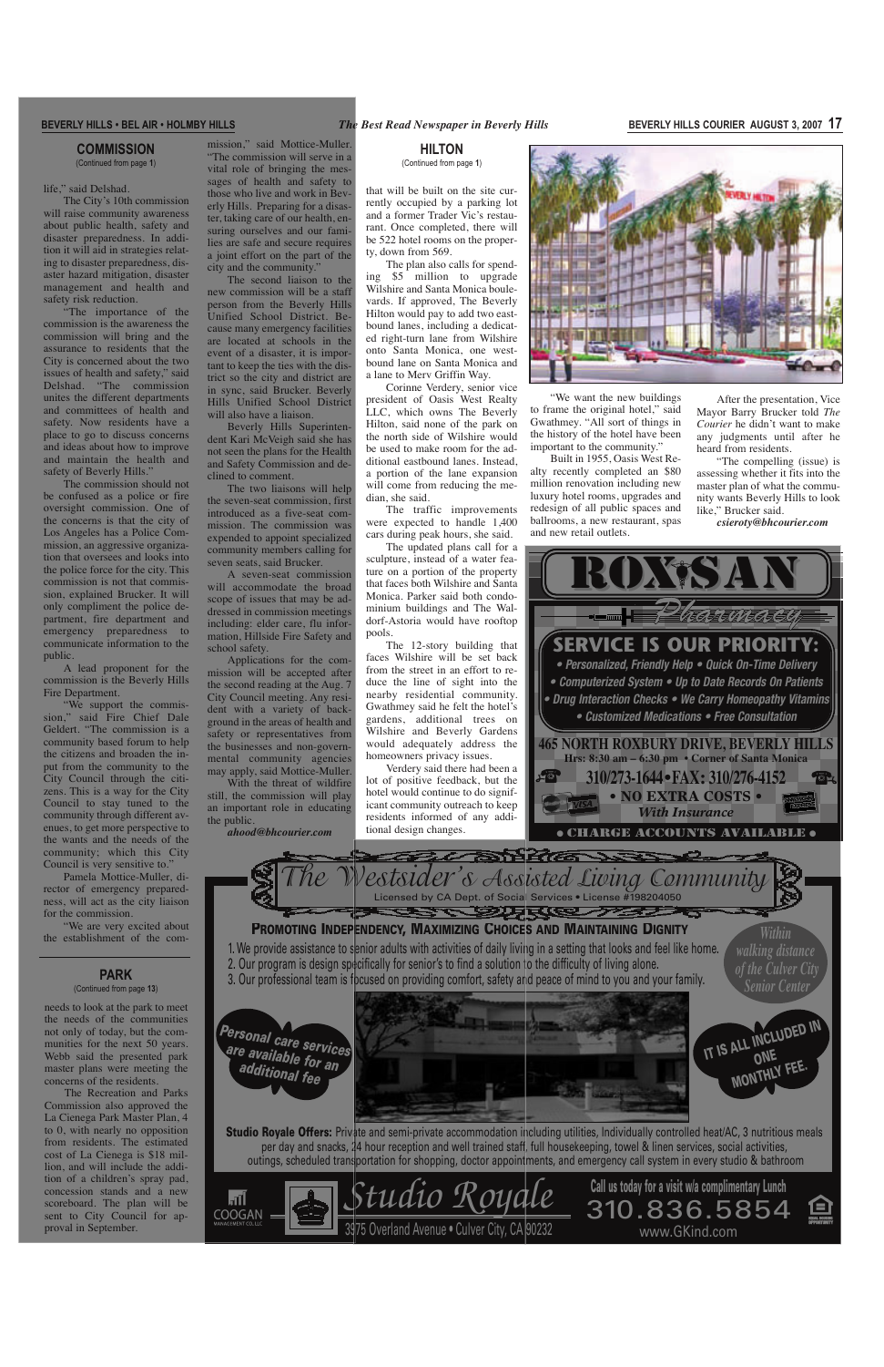## COMMISSION

(Continued from page 1)

life," said Delshad.

The City's 10th commission will raise community awareness about public health, safety and disaster preparedness. In addition it will aid in strategies relating to disaster preparedness, disaster hazard mitigation, disaster management and health and safety risk reduction.

"The importance of the commission is the awareness the commission will bring and the assurance to residents that the City is concerned about the two issues of health and safety," said Delshad. "The commission unites the different departments and committees of health and safety. Now residents have a place to go to discuss concerns and ideas about how to improve and maintain the health and safety of Beverly Hills."

The commission should not be confused as a police or fire oversight commission. One of the concerns is that the city of Los Angeles has a Police Commission, an aggressive organization that oversees and looks into the police force for the city. This commission is not that commission, explained Brucker. It will only compliment the police department, fire department and emergency preparedness to communicate information to the public.

A lead proponent for the commission is the Beverly Hills Fire Department.

"We support the commission," said Fire Chief Dale Geldert. "The commission is a community based forum to help the citizens and broaden the input from the community to the City Council through the citizens. This is a way for the City Council to stay tuned to the community through different avenues, to get more perspective to the wants and the needs of the community; which this City Council is very sensitive to."

Pamela Mottice-Muller, director of emergency preparedness, will act as the city liaison for the commission.

"We are very excited about the establishment of the commission," said Mottice-Muller. "The commission will serve in a vital role of bringing the messages of health and safety to those who live and work in Beverly Hills. Preparing for a disaster, taking care of our health, ensuring ourselves and our families are safe and secure requires a joint effort on the part of the city and the community."

The second liaison to the new commission will be a staff person from the Beverly Hills Unified School District. Because many emergency facilities are located at schools in the event of a disaster, it is important to keep the ties with the district so the city and district are in sync, said Brucker. Beverly Hills Unified School District will also have a liaison.

Beverly Hills Superintendent Kari McVeigh said she has not seen the plans for the Health and Safety Commission and declined to comment.

The two liaisons will help the seven-seat commission, first introduced as a five-seat commission. The commission was expended to appoint specialized community members calling for seven seats, said Brucker.

A seven-seat commission will accommodate the broad scope of issues that may be addressed in commission meetings including: elder care, flu information, Hillside Fire Safety and school safety.

Applications for the commission will be accepted after the second reading at the Aug. 7 City Council meeting. Any resident with a variety of background in the areas of health and safety or representatives from the businesses and non-governmental community agencies may apply, said Mottice-Muller.

With the threat of wildfire still, the commission will play an important role in educating the public.

*ahood@bhcourier.com*

## PARK

(Continued from page 13)

needs to look at the park to meet the needs of the communities not only of today, but the communities for the next 50 years. Webb said the presented park master plans were meeting the concerns of the residents.

The Recreation and Parks Commission also approved the La Cienega Park Master Plan, 4 to 0, with nearly no opposition from residents. The estimated cost of La Cienega is $18 million, and will include the addition of a children's spray pad, concession stands and a new scoreboard. The plan will be sent to City Council for approval in September.

## HILTON

(Continued from page 1)

that will be built on the site currently occupied by a parking lot and a former Trader Vic's restaurant. Once completed, there will be 522 hotel rooms on the property, down from 569.

The plan also calls for spending $5 million to upgrade Wilshire and Santa Monica boulevards. If approved, The Beverly Hilton would pay to add two eastbound lanes, including a dedicated right-turn lane from Wilshire onto Santa Monica, one westbound lane on Santa Monica and a lane to Merv Griffin Way.

Corinne Verdery, senior vice president of Oasis West Realty LLC, which owns The Beverly Hilton, said none of the park on the north side of Wilshire would be used to make room for the additional eastbound lanes. Instead, a portion of the lane expansion will come from reducing the median, she said.

The traffic improvements were expected to handle 1,400 cars during peak hours, she said.

The updated plans call for a sculpture, instead of a water feature on a portion of the property that faces both Wilshire and Santa Monica. Parker said both condominium buildings and The Waldorf-Astoria would have rooftop pools.

The 12-story building that faces Wilshire will be set back from the street in an effort to reduce the line of sight into the nearby residential community. Gwathmey said he felt the hotel's gardens, additional trees on Wilshire and Beverly Gardens would adequately address the homeowners privacy issues.

Verdery said there had been a lot of positive feedback, but the hotel would continue to do significant community outreach to keep residents informed of any additional design changes.

"We want the new buildings to frame the original hotel," said Gwathmey. "All sort of things in the history of the hotel have been important to the community."

Built in 1955, Oasis West Realty recently completed an $80 million renovation including new luxury hotel rooms, upgrades and redesign of all public spaces and ballrooms, a new restaurant, spas and new retail outlets.

After the presentation, Vice Mayor Barry Brucker told *The Courier* he didn't want to make any judgments until after he heard from residents.

"The compelling (issue) is assessing whether it fits into the master plan of what the community wants Beverly Hills to look like," Brucker said.

*csieroty@bhcourier.com*

---

ROXSAN Pharmacy

SERVICE IS OUR PRIORITY:

• Personalized, Friendly Help • Quick On-Time Delivery
• Computerized System • Up to Date Records On Patients
• Drug Interaction Checks • We Carry Homeopathy Vitamins
• Customized Medications • Free Consultation

465 NORTH ROXBURY DRIVE, BEVERLY HILLS
Hrs: 8:30 am – 6:30 pm • Corner of Santa Monica
310/273-1644 • FAX: 310/276-4152
• NO EXTRA COSTS •
With Insurance
• CHARGE ACCOUNTS AVAILABLE •

---

The Westsider's Assisted Living Community
Licensed by CA Dept. of Social Services • License #198204050

PROMOTING INDEPENDENCY, MAXIMIZING CHOICES AND MAINTAINING DIGNITY

1. We provide assistance to senior adults with activities of daily living in a setting that looks and feel like home.
2. Our program is design specifically for senior's to find a solution to the difficulty of living alone.
3. Our professional team is focused on providing comfort, safety and peace of mind to you and your family.

Within walking distance of the Culver City Senior Center

Personal care services are available for an additional fee

IT IS ALL INCLUDED IN ONE MONTHLY FEE.

**Studio Royale Offers:** Private and semi-private accommodation including utilities, Individually controlled heat/AC, 3 nutritious meals per day and snacks, 24 hour reception and well trained staff, full housekeeping, towel & linen services, social activities, outings, scheduled transportation for shopping, doctor appointments, and emergency call system in every studio & bathroom

COOGAN MANAGEMENT CO. LLC

Studio Royale
3975 Overland Avenue • Culver City, CA 90232

Call us today for a visit w/a complimentary Lunch
310.836.5854
www.GKind.com